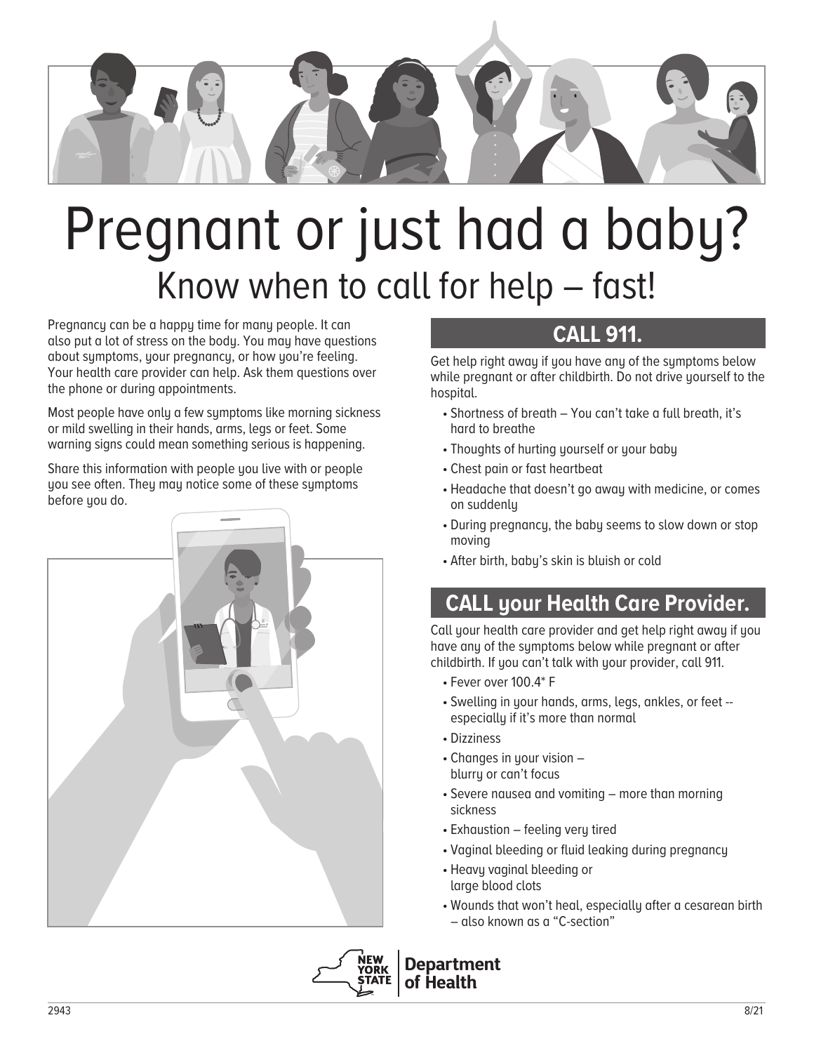# Pregnant or just had a baby?

## Know when to call for help – fast!

Pregnancy can be a happy time for many people. It can also put a lot of stress on the body. You may have questions about symptoms, your pregnancy, or how you're feeling. Your health care provider can help. Ask them questions over the phone or during appointments.

Most people have only a few symptoms like morning sickness or mild swelling in their hands, arms, legs or feet. Some warning signs could mean something serious is happening.

Share this information with people you live with or people you see often. They may notice some of these symptoms before you do.

### CALL 911.

Get help right away if you have any of the symptoms below while pregnant or after childbirth. Do not drive yourself to the hospital.

- Shortness of breath – You can't take a full breath, it's hard to breathe
- Thoughts of hurting yourself or your baby
- Chest pain or fast heartbeat
- Headache that doesn't go away with medicine, or comes on suddenly
- During pregnancy, the baby seems to slow down or stop moving
- After birth, baby's skin is bluish or cold

### CALL your Health Care Provider.

Call your health care provider and get help right away if you have any of the symptoms below while pregnant or after childbirth. If you can't talk with your provider, call 911.

- Fever over 100.4* F
- Swelling in your hands, arms, legs, ankles, or feet -- especially if it's more than normal
- Dizziness
- Changes in your vision – blurry or can't focus
- Severe nausea and vomiting – more than morning sickness
- Exhaustion – feeling very tired
- Vaginal bleeding or fluid leaking during pregnancy
- Heavy vaginal bleeding or large blood clots
- Wounds that won't heal, especially after a cesarean birth – also known as a "C-section"

NEW YORK STATE | Department of Health

2943 8/21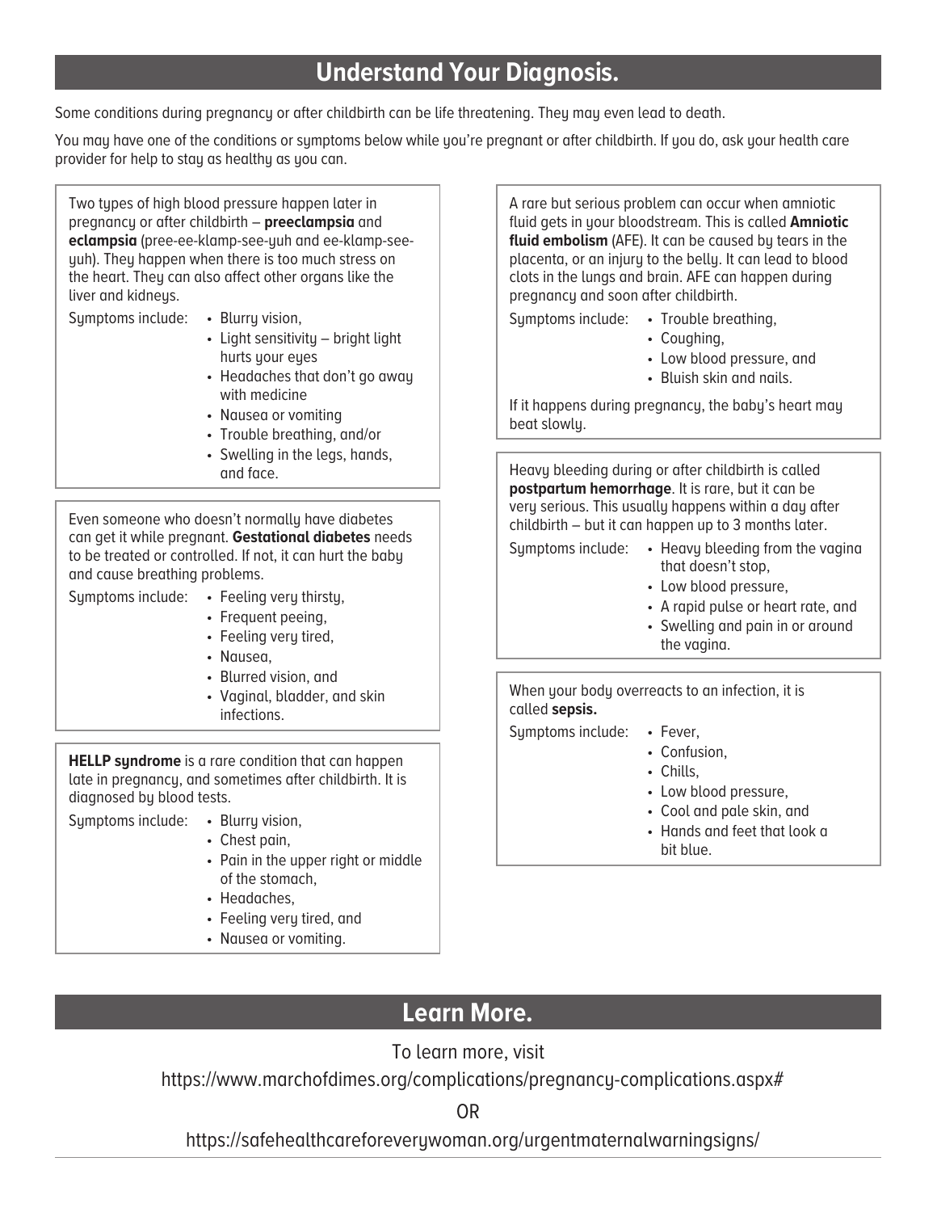## Understand Your Diagnosis.

Some conditions during pregnancy or after childbirth can be life threatening. They may even lead to death.

You may have one of the conditions or symptoms below while you're pregnant or after childbirth. If you do, ask your health care provider for help to stay as healthy as you can.

Two types of high blood pressure happen later in pregnancy or after childbirth – **preeclampsia** and **eclampsia** (pree-ee-klamp-see-yuh and ee-klamp-see-yuh). They happen when there is too much stress on the heart. They can also affect other organs like the liver and kidneys.

Symptoms include:

- Blurry vision,
- Light sensitivity – bright light hurts your eyes
- Headaches that don't go away with medicine
- Nausea or vomiting
- Trouble breathing, and/or
- Swelling in the legs, hands, and face.

Even someone who doesn't normally have diabetes can get it while pregnant. **Gestational diabetes** needs to be treated or controlled. If not, it can hurt the baby and cause breathing problems.

Symptoms include:

- Feeling very thirsty,
- Frequent peeing,
- Feeling very tired,
- Nausea,
- Blurred vision, and
- Vaginal, bladder, and skin infections.

**HELLP syndrome** is a rare condition that can happen late in pregnancy, and sometimes after childbirth. It is diagnosed by blood tests.

Symptoms include:

- Blurry vision,
- Chest pain,
- Pain in the upper right or middle of the stomach,
- Headaches,
- Feeling very tired, and
- Nausea or vomiting.

A rare but serious problem can occur when amniotic fluid gets in your bloodstream. This is called **Amniotic fluid embolism** (AFE). It can be caused by tears in the placenta, or an injury to the belly. It can lead to blood clots in the lungs and brain. AFE can happen during pregnancy and soon after childbirth.

Symptoms include:

- Trouble breathing,
- Coughing,
- Low blood pressure, and
- Bluish skin and nails.

If it happens during pregnancy, the baby's heart may beat slowly.

Heavy bleeding during or after childbirth is called **postpartum hemorrhage**. It is rare, but it can be very serious. This usually happens within a day after childbirth – but it can happen up to 3 months later.

Symptoms include:

- Heavy bleeding from the vagina that doesn't stop,
- Low blood pressure,
- A rapid pulse or heart rate, and
- Swelling and pain in or around the vagina.

When your body overreacts to an infection, it is called **sepsis.**

Symptoms include:

- Fever,
- Confusion,
- Chills,
- Low blood pressure,
- Cool and pale skin, and
- Hands and feet that look a bit blue.

## Learn More.

To learn more, visit

https://www.marchofdimes.org/complications/pregnancy-complications.aspx#

OR

https://safehealthcareforeverywoman.org/urgentmaternalwarningsigns/